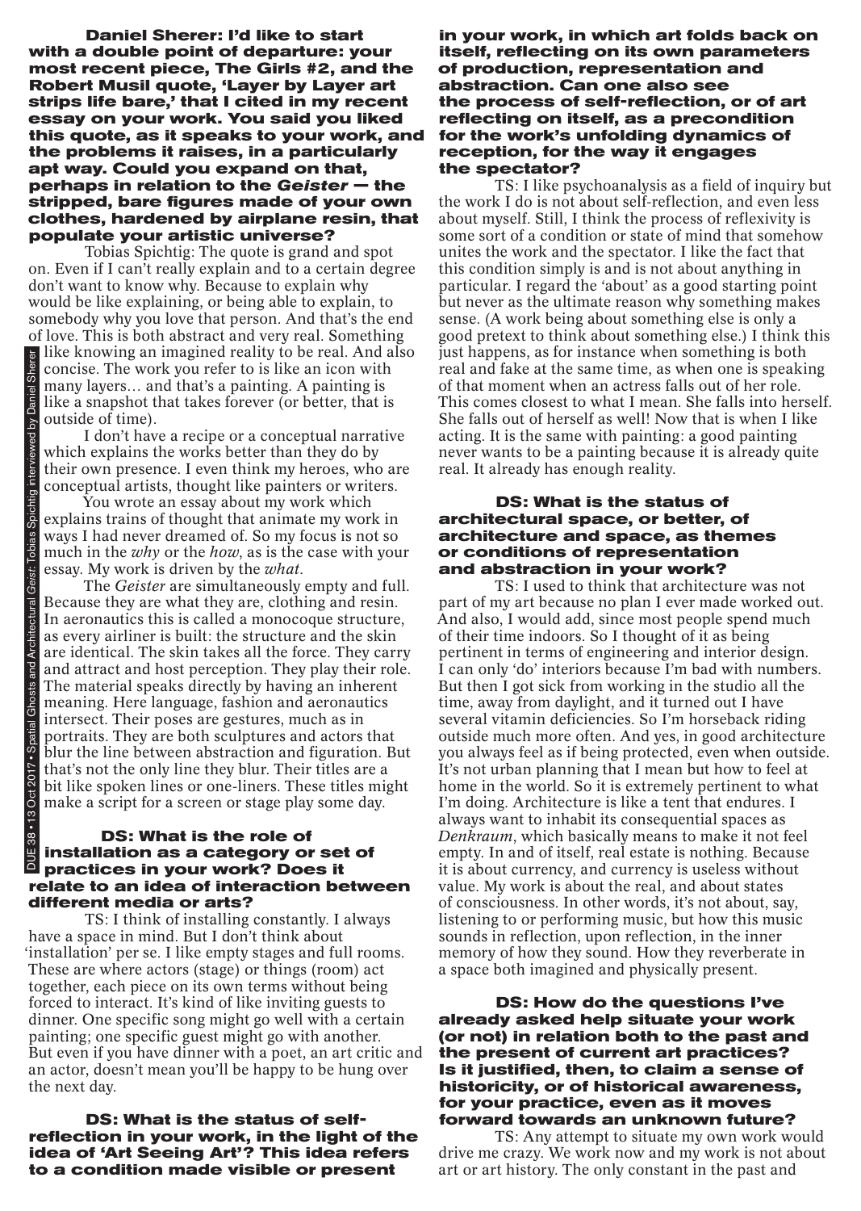**Daniel Sherer: I'd like to start with a double point of departure: your most recent piece, The Girls #2, and the Robert Musil quote, 'Layer by Layer art strips life bare,' that I cited in my recent essay on your work. You said you liked this quote, as it speaks to your work, and the problems it raises, in a particularly apt way. Could you expand on that, perhaps in relation to the *Geister* — the stripped, bare figures made of your own clothes, hardened by airplane resin, that populate your artistic universe?**

Tobias Spichtig: The quote is grand and spot on. Even if I can't really explain and to a certain degree don't want to know why. Because to explain why would be like explaining, or being able to explain, to somebody why you love that person. And that's the end of love. This is both abstract and very real. Something like knowing an imagined reality to be real. And also concise. The work you refer to is like an icon with many layers… and that's a painting. A painting is like a snapshot that takes forever (or better, that is outside of time).

I don't have a recipe or a conceptual narrative which explains the works better than they do by their own presence. I even think my heroes, who are conceptual artists, thought like painters or writers.

You wrote an essay about my work which explains trains of thought that animate my work in ways I had never dreamed of. So my focus is not so much in the *why* or the *how*, as is the case with your essay. My work is driven by the *what*.

The *Geister* are simultaneously empty and full. Because they are what they are, clothing and resin. In aeronautics this is called a monocoque structure, as every airliner is built: the structure and the skin are identical. The skin takes all the force. They carry and attract and host perception. They play their role. The material speaks directly by having an inherent meaning. Here language, fashion and aeronautics intersect. Their poses are gestures, much as in portraits. They are both sculptures and actors that blur the line between abstraction and figuration. But that's not the only line they blur. Their titles are a bit like spoken lines or one-liners. These titles might make a script for a screen or stage play some day.

**DS: What is the role of installation as a category or set of practices in your work? Does it relate to an idea of interaction between different media or arts?**

TS: I think of installing constantly. I always have a space in mind. But I don't think about 'installation' per se. I like empty stages and full rooms. These are where actors (stage) or things (room) act together, each piece on its own terms without being forced to interact. It's kind of like inviting guests to dinner. One specific song might go well with a certain painting; one specific guest might go with another. But even if you have dinner with a poet, an art critic and an actor, doesn't mean you'll be happy to be hung over the next day.

**DS: What is the status of self-reflection in your work, in the light of the idea of 'Art Seeing Art'? This idea refers to a condition made visible or present in your work, in which art folds back on itself, reflecting on its own parameters of production, representation and abstraction. Can one also see the process of self-reflection, or of art reflecting on itself, as a precondition for the work's unfolding dynamics of reception, for the way it engages the spectator?**

TS: I like psychoanalysis as a field of inquiry but the work I do is not about self-reflection, and even less about myself. Still, I think the process of reflexivity is some sort of a condition or state of mind that somehow unites the work and the spectator. I like the fact that this condition simply is and is not about anything in particular. I regard the 'about' as a good starting point but never as the ultimate reason why something makes sense. (A work being about something else is only a good pretext to think about something else.) I think this just happens, as for instance when something is both real and fake at the same time, as when one is speaking of that moment when an actress falls out of her role. This comes closest to what I mean. She falls into herself. She falls out of herself as well! Now that is when I like acting. It is the same with painting: a good painting never wants to be a painting because it is already quite real. It already has enough reality.

**DS: What is the status of architectural space, or better, of architecture and space, as themes or conditions of representation and abstraction in your work?**

TS: I used to think that architecture was not part of my art because no plan I ever made worked out. And also, I would add, since most people spend much of their time indoors. So I thought of it as being pertinent in terms of engineering and interior design. I can only 'do' interiors because I'm bad with numbers. But then I got sick from working in the studio all the time, away from daylight, and it turned out I have several vitamin deficiencies. So I'm horseback riding outside much more often. And yes, in good architecture you always feel as if being protected, even when outside. It's not urban planning that I mean but how to feel at home in the world. So it is extremely pertinent to what I'm doing. Architecture is like a tent that endures. I always want to inhabit its consequential spaces as *Denkraum*, which basically means to make it not feel empty. In and of itself, real estate is nothing. Because it is about currency, and currency is useless without value. My work is about the real, and about states of consciousness. In other words, it's not about, say, listening to or performing music, but how this music sounds in reflection, upon reflection, in the inner memory of how they sound. How they reverberate in a space both imagined and physically present.

**DS: How do the questions I've already asked help situate your work (or not) in relation both to the past and the present of current art practices? Is it justified, then, to claim a sense of historicity, or of historical awareness, for your practice, even as it moves forward towards an unknown future?**

TS: Any attempt to situate my own work would drive me crazy. We work now and my work is not about art or art history. The only constant in the past and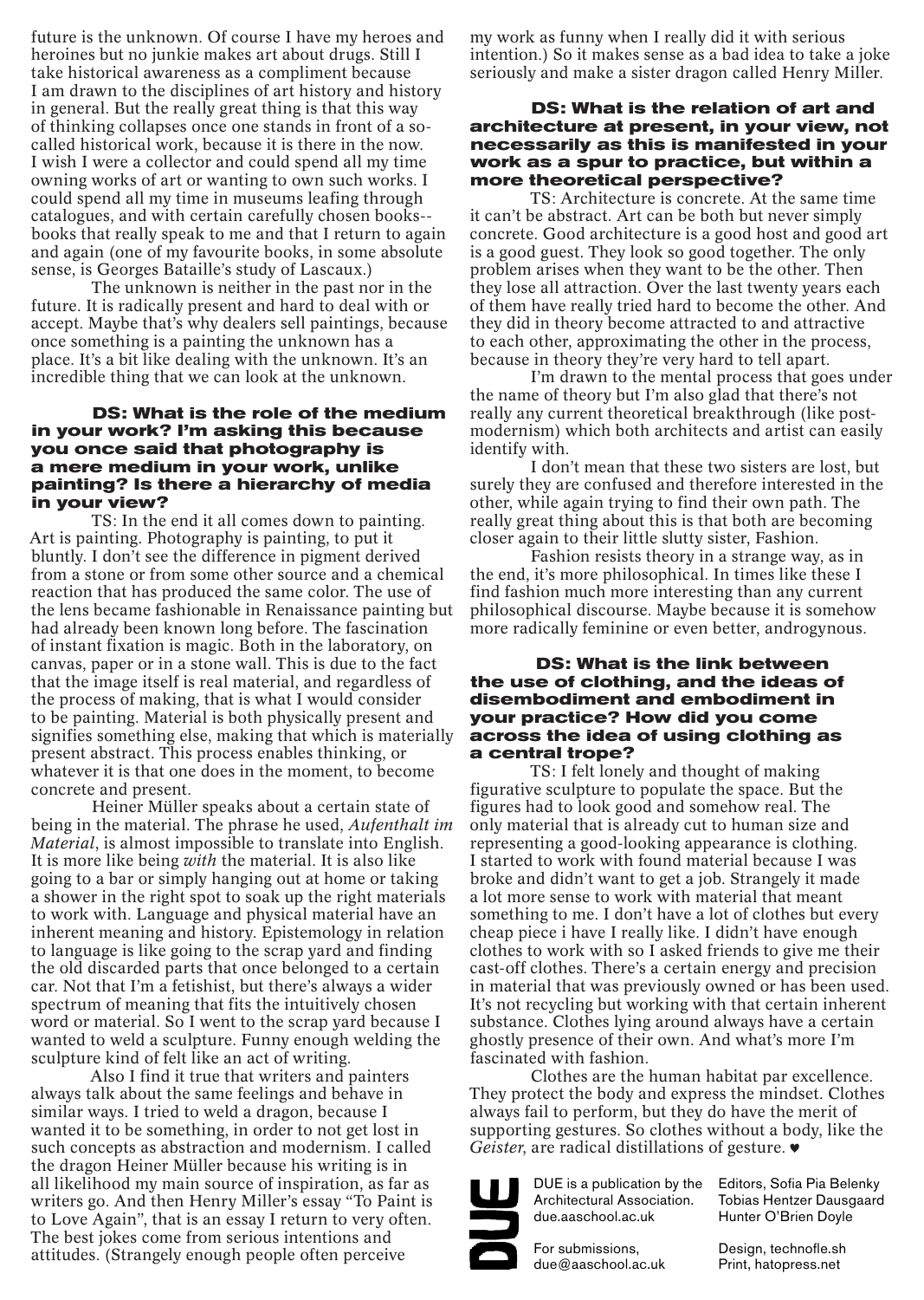future is the unknown. Of course I have my heroes and heroines but no junkie makes art about drugs. Still I take historical awareness as a compliment because I am drawn to the disciplines of art history and history in general. But the really great thing is that this way of thinking collapses once one stands in front of a so-called historical work, because it is there in the now. I wish I were a collector and could spend all my time owning works of art or wanting to own such works. I could spend all my time in museums leafing through catalogues, and with certain carefully chosen books--books that really speak to me and that I return to again and again (one of my favourite books, in some absolute sense, is Georges Bataille's study of Lascaux.)

The unknown is neither in the past nor in the future. It is radically present and hard to deal with or accept. Maybe that's why dealers sell paintings, because once something is a painting the unknown has a place. It's a bit like dealing with the unknown. It's an incredible thing that we can look at the unknown.

**DS: What is the role of the medium in your work? I'm asking this because you once said that photography is a mere medium in your work, unlike painting? Is there a hierarchy of media in your view?**

TS: In the end it all comes down to painting. Art is painting. Photography is painting, to put it bluntly. I don't see the difference in pigment derived from a stone or from some other source and a chemical reaction that has produced the same color. The use of the lens became fashionable in Renaissance painting but had already been known long before. The fascination of instant fixation is magic. Both in the laboratory, on canvas, paper or in a stone wall. This is due to the fact that the image itself is real material, and regardless of the process of making, that is what I would consider to be painting. Material is both physically present and signifies something else, making that which is materially present abstract. This process enables thinking, or whatever it is that one does in the moment, to become concrete and present.

Heiner Müller speaks about a certain state of being in the material. The phrase he used, *Aufenthalt im Material*, is almost impossible to translate into English. It is more like being *with* the material. It is also like going to a bar or simply hanging out at home or taking a shower in the right spot to soak up the right materials to work with. Language and physical material have an inherent meaning and history. Epistemology in relation to language is like going to the scrap yard and finding the old discarded parts that once belonged to a certain car. Not that I'm a fetishist, but there's always a wider spectrum of meaning that fits the intuitively chosen word or material. So I went to the scrap yard because I wanted to weld a sculpture. Funny enough welding the sculpture kind of felt like an act of writing.

Also I find it true that writers and painters always talk about the same feelings and behave in similar ways. I tried to weld a dragon, because I wanted it to be something, in order to not get lost in such concepts as abstraction and modernism. I called the dragon Heiner Müller because his writing is in all likelihood my main source of inspiration, as far as writers go. And then Henry Miller's essay "To Paint is to Love Again", that is an essay I return to very often. The best jokes come from serious intentions and attitudes. (Strangely enough people often perceive my work as funny when I really did it with serious intention.) So it makes sense as a bad idea to take a joke seriously and make a sister dragon called Henry Miller.

**DS: What is the relation of art and architecture at present, in your view, not necessarily as this is manifested in your work as a spur to practice, but within a more theoretical perspective?**

TS: Architecture is concrete. At the same time it can't be abstract. Art can be both but never simply concrete. Good architecture is a good host and good art is a good guest. They look so good together. The only problem arises when they want to be the other. Then they lose all attraction. Over the last twenty years each of them have really tried hard to become the other. And they did in theory become attracted to and attractive to each other, approximating the other in the process, because in theory they're very hard to tell apart.

I'm drawn to the mental process that goes under the name of theory but I'm also glad that there's not really any current theoretical breakthrough (like post-modernism) which both architects and artist can easily identify with.

I don't mean that these two sisters are lost, but surely they are confused and therefore interested in the other, while again trying to find their own path. The really great thing about this is that both are becoming closer again to their little slutty sister, Fashion.

Fashion resists theory in a strange way, as in the end, it's more philosophical. In times like these I find fashion much more interesting than any current philosophical discourse. Maybe because it is somehow more radically feminine or even better, androgynous.

**DS: What is the link between the use of clothing, and the ideas of disembodiment and embodiment in your practice? How did you come across the idea of using clothing as a central trope?**

TS: I felt lonely and thought of making figurative sculpture to populate the space. But the figures had to look good and somehow real. The only material that is already cut to human size and representing a good-looking appearance is clothing. I started to work with found material because I was broke and didn't want to get a job. Strangely it made a lot more sense to work with material that meant something to me. I don't have a lot of clothes but every cheap piece i have I really like. I didn't have enough clothes to work with so I asked friends to give me their cast-off clothes. There's a certain energy and precision in material that was previously owned or has been used. It's not recycling but working with that certain inherent substance. Clothes lying around always have a certain ghostly presence of their own. And what's more I'm fascinated with fashion.

Clothes are the human habitat par excellence. They protect the body and express the mindset. Clothes always fail to perform, but they do have the merit of supporting gestures. So clothes without a body, like the *Geister*, are radical distillations of gesture. ♥

DUE

DUE is a publication by the Architectural Association.
due.aaschool.ac.uk

For submissions,
due@aaschool.ac.uk

Editors, Sofia Pia Belenky
Tobias Hentzer Dausgaard
Hunter O'Brien Doyle

Design, technofle.sh
Print, hatopress.net